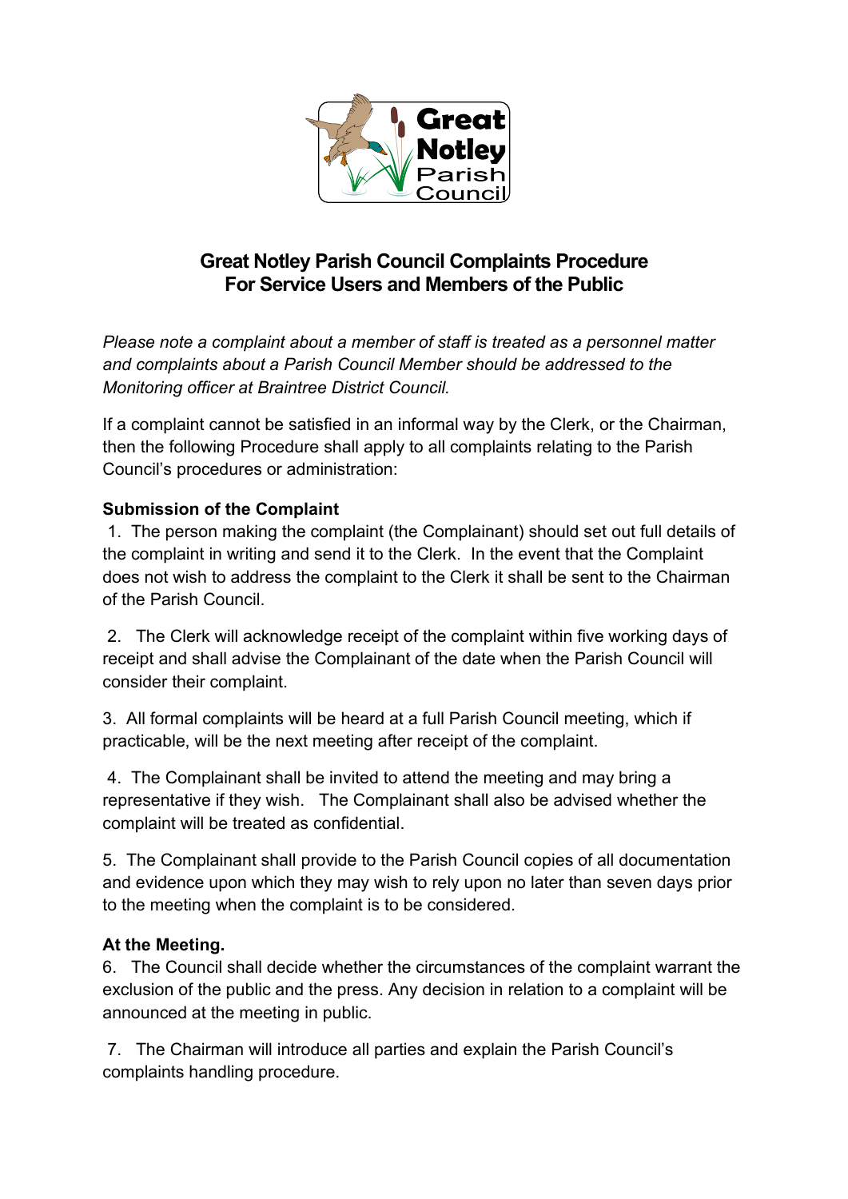# Great Notley Parish Council Complaints Procedure For Service Users and Members of the Public

*Please note a complaint about a member of staff is treated as a personnel matter and complaints about a Parish Council Member should be addressed to the Monitoring officer at Braintree District Council.*

If a complaint cannot be satisfied in an informal way by the Clerk, or the Chairman, then the following Procedure shall apply to all complaints relating to the Parish Council's procedures or administration:

**Submission of the Complaint**

1. The person making the complaint (the Complainant) should set out full details of the complaint in writing and send it to the Clerk. In the event that the Complaint does not wish to address the complaint to the Clerk it shall be sent to the Chairman of the Parish Council.

2. The Clerk will acknowledge receipt of the complaint within five working days of receipt and shall advise the Complainant of the date when the Parish Council will consider their complaint.

3. All formal complaints will be heard at a full Parish Council meeting, which if practicable, will be the next meeting after receipt of the complaint.

4. The Complainant shall be invited to attend the meeting and may bring a representative if they wish. The Complainant shall also be advised whether the complaint will be treated as confidential.

5. The Complainant shall provide to the Parish Council copies of all documentation and evidence upon which they may wish to rely upon no later than seven days prior to the meeting when the complaint is to be considered.

**At the Meeting.**

6. The Council shall decide whether the circumstances of the complaint warrant the exclusion of the public and the press. Any decision in relation to a complaint will be announced at the meeting in public.

7. The Chairman will introduce all parties and explain the Parish Council's complaints handling procedure.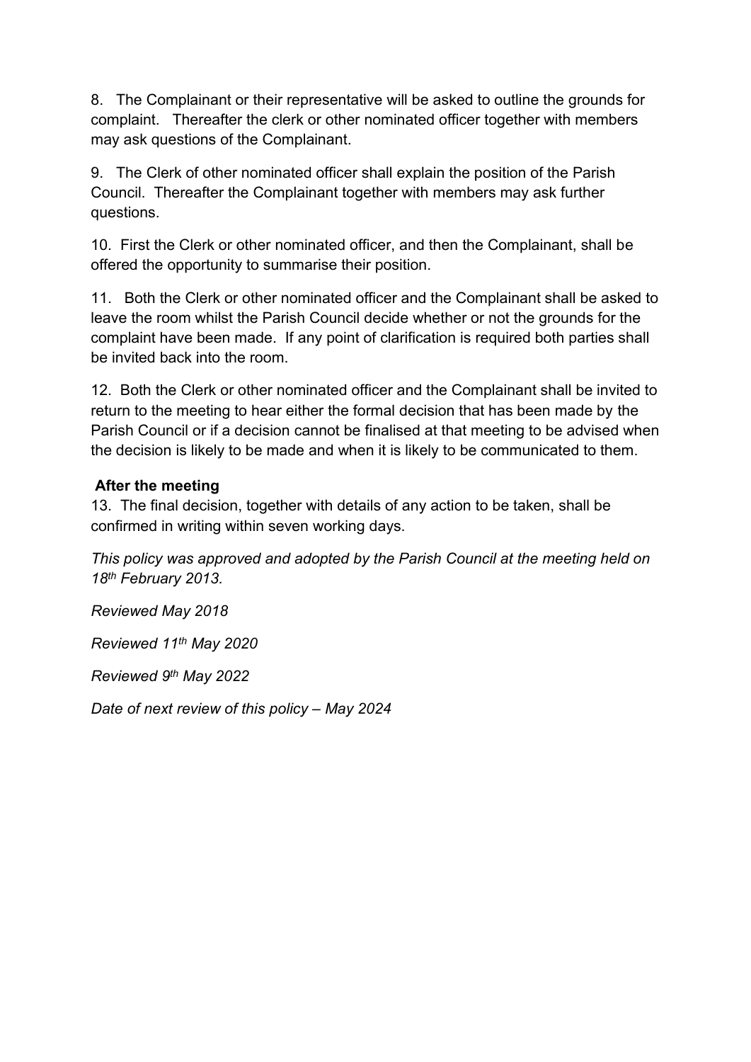8. The Complainant or their representative will be asked to outline the grounds for complaint. Thereafter the clerk or other nominated officer together with members may ask questions of the Complainant.

9. The Clerk of other nominated officer shall explain the position of the Parish Council. Thereafter the Complainant together with members may ask further questions.

10. First the Clerk or other nominated officer, and then the Complainant, shall be offered the opportunity to summarise their position.

11. Both the Clerk or other nominated officer and the Complainant shall be asked to leave the room whilst the Parish Council decide whether or not the grounds for the complaint have been made. If any point of clarification is required both parties shall be invited back into the room.

12. Both the Clerk or other nominated officer and the Complainant shall be invited to return to the meeting to hear either the formal decision that has been made by the Parish Council or if a decision cannot be finalised at that meeting to be advised when the decision is likely to be made and when it is likely to be communicated to them.

**After the meeting**

13. The final decision, together with details of any action to be taken, shall be confirmed in writing within seven working days.

*This policy was approved and adopted by the Parish Council at the meeting held on 18th February 2013.*

*Reviewed May 2018*

*Reviewed 11th May 2020*

*Reviewed 9th May 2022*

*Date of next review of this policy – May 2024*